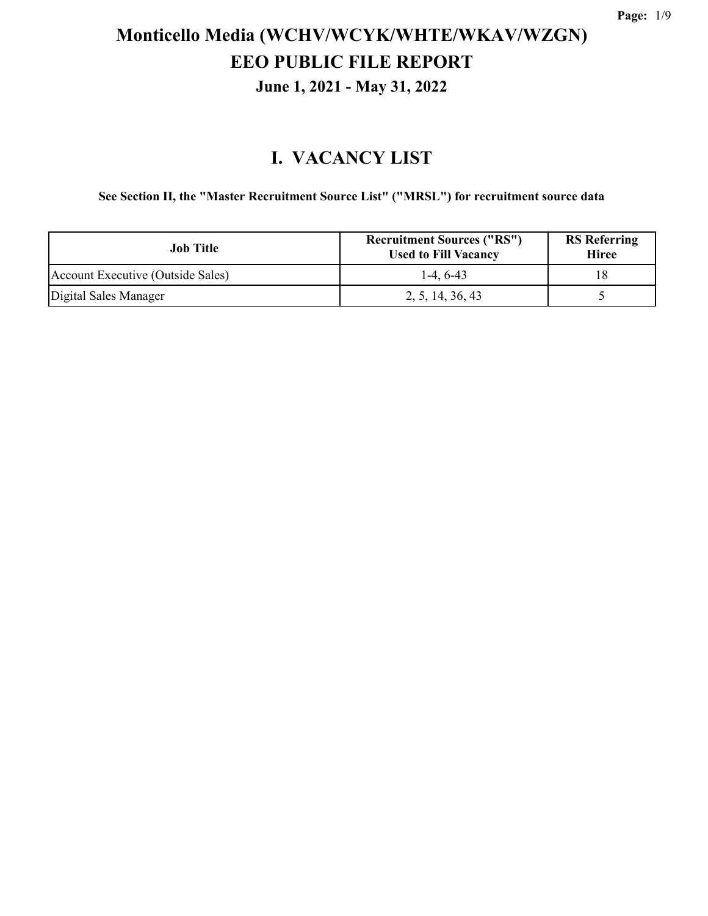# Monticello Media (WCHV/WCYK/WHTE/WKAV/WZGN)
## EEO PUBLIC FILE REPORT
### June 1, 2021 - May 31, 2022

## I. VACANCY LIST

**See Section II, the "Master Recruitment Source List" ("MRSL") for recruitment source data**

| Job Title | Recruitment Sources ("RS") Used to Fill Vacancy | RS Referring Hiree |
|---|---|---|
| Account Executive (Outside Sales) | 1-4, 6-43 | 18 |
| Digital Sales Manager | 2, 5, 14, 36, 43 | 5 |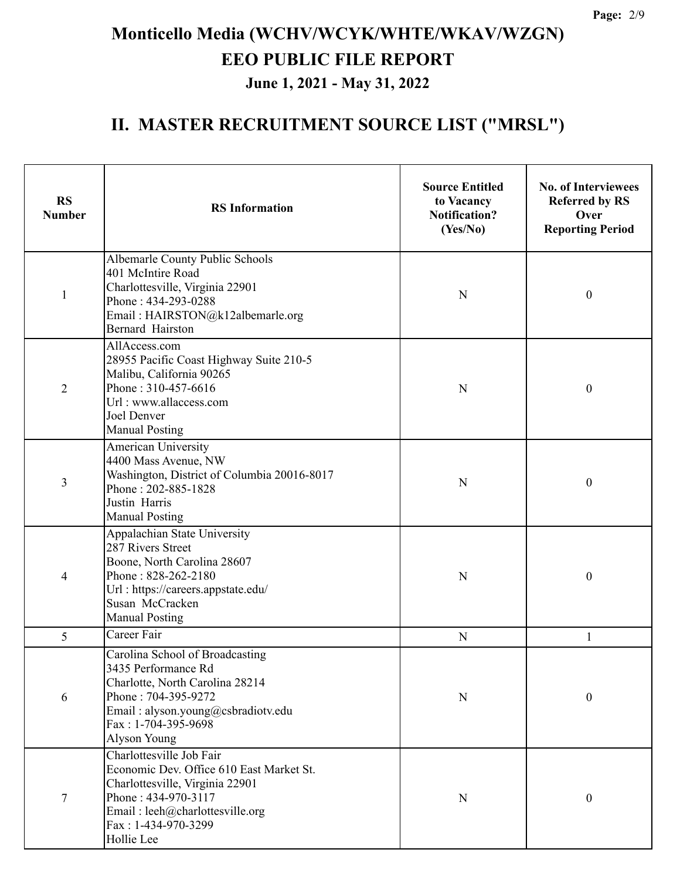# Monticello Media (WCHV/WCYK/WHTE/WKAV/WZGN)

# EEO PUBLIC FILE REPORT

### June 1, 2021 - May 31, 2022

## II. MASTER RECRUITMENT SOURCE LIST ("MRSL")

| RS Number | RS Information | Source Entitled to Vacancy Notification? (Yes/No) | No. of Interviewees Referred by RS Over Reporting Period |
|---|---|---|---|
| 1 | Albemarle County Public Schools<br>401 McIntire Road<br>Charlottesville, Virginia 22901<br>Phone : 434-293-0288<br>Email : HAIRSTON@k12albemarle.org<br>Bernard Hairston | N | 0 |
| 2 | AllAccess.com<br>28955 Pacific Coast Highway Suite 210-5<br>Malibu, California 90265<br>Phone : 310-457-6616<br>Url : www.allaccess.com<br>Joel Denver<br>Manual Posting | N | 0 |
| 3 | American University<br>4400 Mass Avenue, NW<br>Washington, District of Columbia 20016-8017<br>Phone : 202-885-1828<br>Justin Harris<br>Manual Posting | N | 0 |
| 4 | Appalachian State University<br>287 Rivers Street<br>Boone, North Carolina 28607<br>Phone : 828-262-2180<br>Url : https://careers.appstate.edu/<br>Susan McCracken<br>Manual Posting | N | 0 |
| 5 | Career Fair | N | 1 |
| 6 | Carolina School of Broadcasting<br>3435 Performance Rd<br>Charlotte, North Carolina 28214<br>Phone : 704-395-9272<br>Email : alyson.young@csbradiotv.edu<br>Fax : 1-704-395-9698<br>Alyson Young | N | 0 |
| 7 | Charlottesville Job Fair<br>Economic Dev. Office 610 East Market St.<br>Charlottesville, Virginia 22901<br>Phone : 434-970-3117<br>Email : leeh@charlottesville.org<br>Fax : 1-434-970-3299<br>Hollie Lee | N | 0 |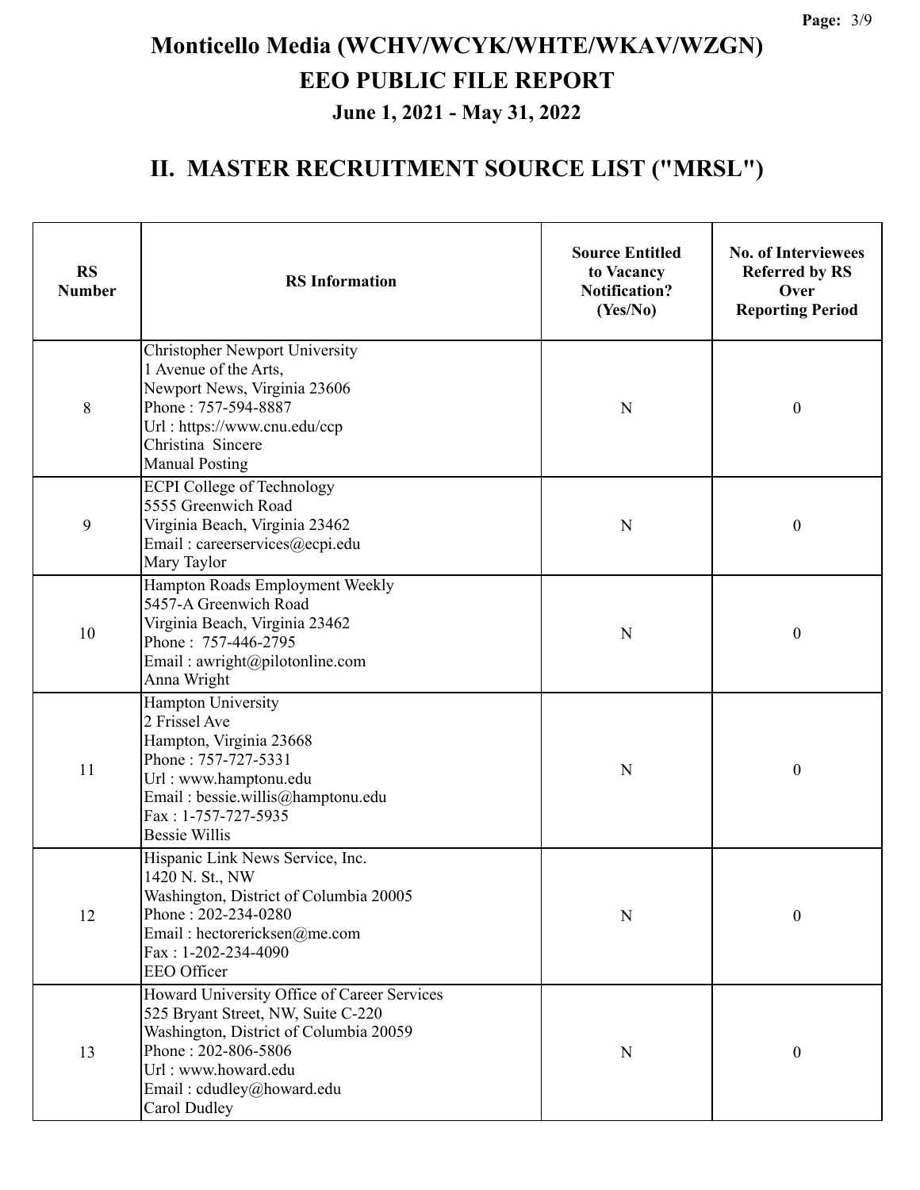# Monticello Media (WCHV/WCYK/WHTE/WKAV/WZGN)

# EEO PUBLIC FILE REPORT

### June 1, 2021 - May 31, 2022

## II. MASTER RECRUITMENT SOURCE LIST ("MRSL")

| RS Number | RS Information | Source Entitled to Vacancy Notification? (Yes/No) | No. of Interviewees Referred by RS Over Reporting Period |
|---|---|---|---|
| 8 | Christopher Newport University<br>1 Avenue of the Arts,<br>Newport News, Virginia 23606<br>Phone : 757-594-8887<br>Url : https://www.cnu.edu/ccp<br>Christina Sincere<br>Manual Posting | N | 0 |
| 9 | ECPI College of Technology<br>5555 Greenwich Road<br>Virginia Beach, Virginia 23462<br>Email : careerservices@ecpi.edu<br>Mary Taylor | N | 0 |
| 10 | Hampton Roads Employment Weekly<br>5457-A Greenwich Road<br>Virginia Beach, Virginia 23462<br>Phone : 757-446-2795<br>Email : awright@pilotonline.com<br>Anna Wright | N | 0 |
| 11 | Hampton University<br>2 Frissel Ave<br>Hampton, Virginia 23668<br>Phone : 757-727-5331<br>Url : www.hamptonu.edu<br>Email : bessie.willis@hamptonu.edu<br>Fax : 1-757-727-5935<br>Bessie Willis | N | 0 |
| 12 | Hispanic Link News Service, Inc.<br>1420 N. St., NW<br>Washington, District of Columbia 20005<br>Phone : 202-234-0280<br>Email : hectorericksen@me.com<br>Fax : 1-202-234-4090<br>EEO Officer | N | 0 |
| 13 | Howard University Office of Career Services<br>525 Bryant Street, NW, Suite C-220<br>Washington, District of Columbia 20059<br>Phone : 202-806-5806<br>Url : www.howard.edu<br>Email : cdudley@howard.edu<br>Carol Dudley | N | 0 |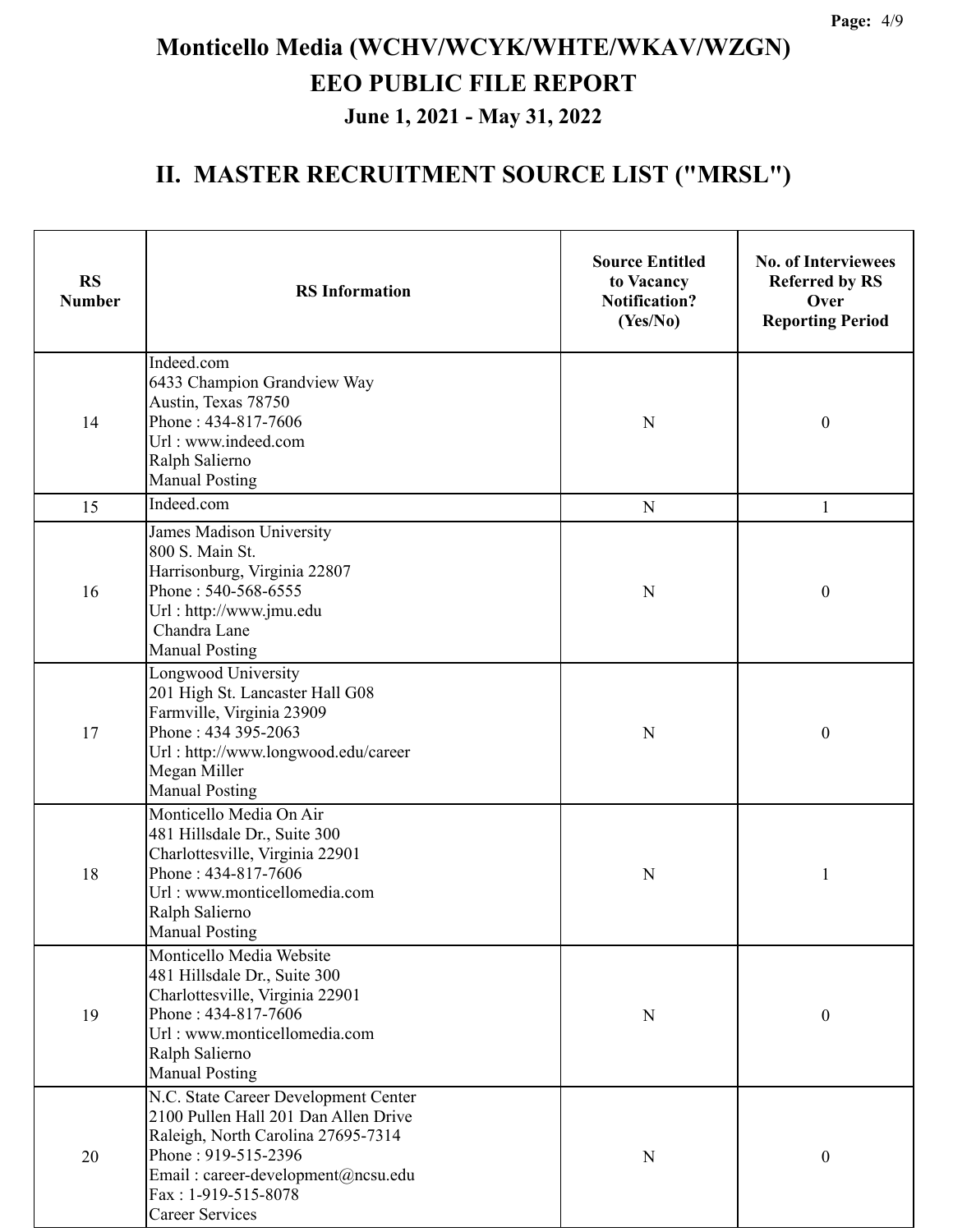# Monticello Media (WCHV/WCYK/WHTE/WKAV/WZGN)

## EEO PUBLIC FILE REPORT

### June 1, 2021 - May 31, 2022

## II. MASTER RECRUITMENT SOURCE LIST ("MRSL")

| RS Number | RS Information | Source Entitled to Vacancy Notification? (Yes/No) | No. of Interviewees Referred by RS Over Reporting Period |
|---|---|---|---|
| 14 | Indeed.com<br>6433 Champion Grandview Way<br>Austin, Texas 78750<br>Phone : 434-817-7606<br>Url : www.indeed.com<br>Ralph Salierno<br>Manual Posting | N | 0 |
| 15 | Indeed.com | N | 1 |
| 16 | James Madison University<br>800 S. Main St.<br>Harrisonburg, Virginia 22807<br>Phone : 540-568-6555<br>Url : http://www.jmu.edu<br>Chandra Lane<br>Manual Posting | N | 0 |
| 17 | Longwood University<br>201 High St. Lancaster Hall G08<br>Farmville, Virginia 23909<br>Phone : 434 395-2063<br>Url : http://www.longwood.edu/career<br>Megan Miller<br>Manual Posting | N | 0 |
| 18 | Monticello Media On Air<br>481 Hillsdale Dr., Suite 300<br>Charlottesville, Virginia 22901<br>Phone : 434-817-7606<br>Url : www.monticellomedia.com<br>Ralph Salierno<br>Manual Posting | N | 1 |
| 19 | Monticello Media Website<br>481 Hillsdale Dr., Suite 300<br>Charlottesville, Virginia 22901<br>Phone : 434-817-7606<br>Url : www.monticellomedia.com<br>Ralph Salierno<br>Manual Posting | N | 0 |
| 20 | N.C. State Career Development Center<br>2100 Pullen Hall 201 Dan Allen Drive<br>Raleigh, North Carolina 27695-7314<br>Phone : 919-515-2396<br>Email : career-development@ncsu.edu<br>Fax : 1-919-515-8078<br>Career Services | N | 0 |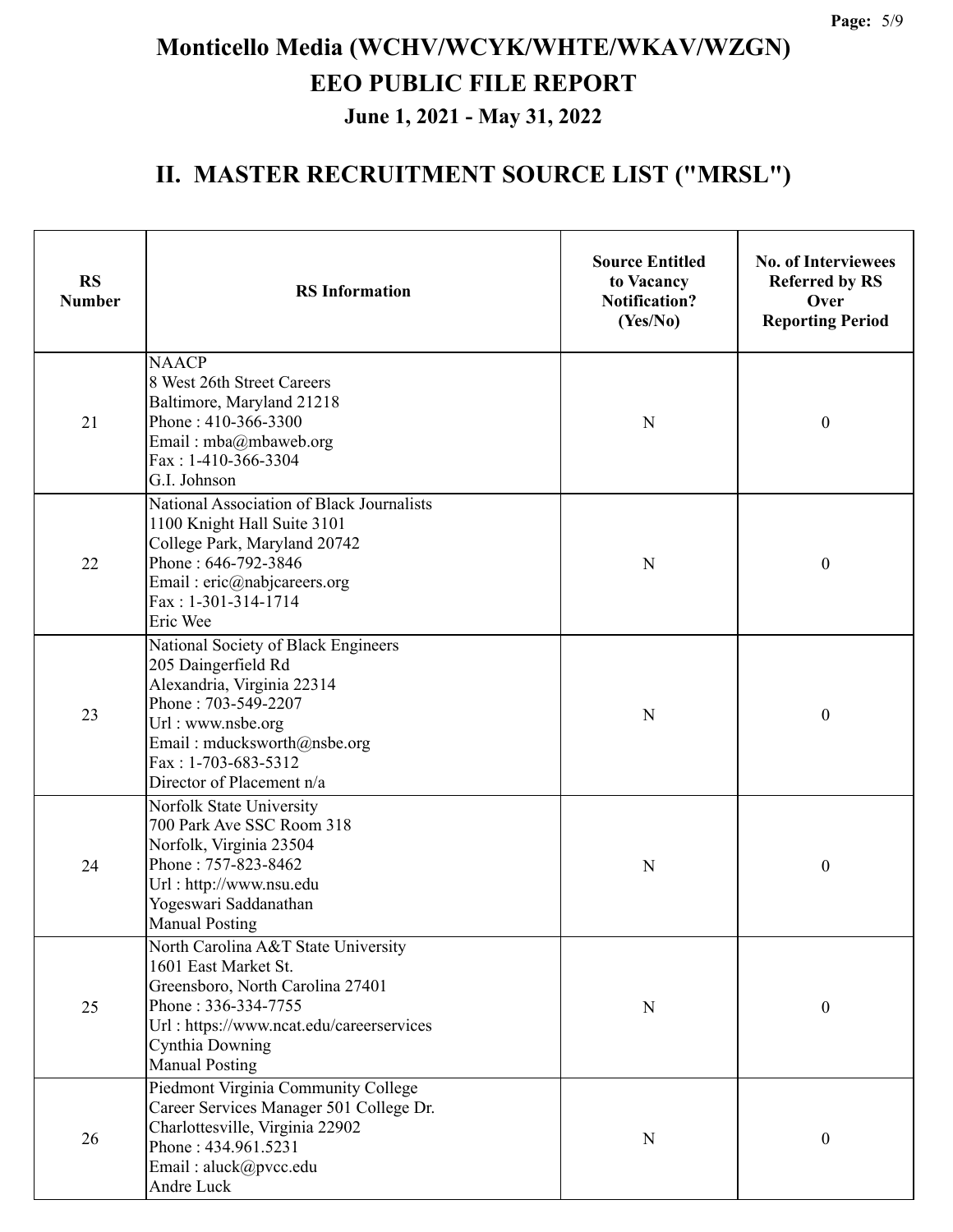# Monticello Media (WCHV/WCYK/WHTE/WKAV/WZGN)
## EEO PUBLIC FILE REPORT
### June 1, 2021 - May 31, 2022

## II. MASTER RECRUITMENT SOURCE LIST ("MRSL")

| RS Number | RS Information | Source Entitled to Vacancy Notification? (Yes/No) | No. of Interviewees Referred by RS Over Reporting Period |
|---|---|---|---|
| 21 | NAACP<br>8 West 26th Street Careers<br>Baltimore, Maryland 21218<br>Phone : 410-366-3300<br>Email : mba@mbaweb.org<br>Fax : 1-410-366-3304<br>G.I. Johnson | N | 0 |
| 22 | National Association of Black Journalists<br>1100 Knight Hall Suite 3101<br>College Park, Maryland 20742<br>Phone : 646-792-3846<br>Email : eric@nabjcareers.org<br>Fax : 1-301-314-1714<br>Eric Wee | N | 0 |
| 23 | National Society of Black Engineers<br>205 Daingerfield Rd<br>Alexandria, Virginia 22314<br>Phone : 703-549-2207<br>Url : www.nsbe.org<br>Email : mducksworth@nsbe.org<br>Fax : 1-703-683-5312<br>Director of Placement n/a | N | 0 |
| 24 | Norfolk State University<br>700 Park Ave SSC Room 318<br>Norfolk, Virginia 23504<br>Phone : 757-823-8462<br>Url : http://www.nsu.edu<br>Yogeswari Saddanathan<br>Manual Posting | N | 0 |
| 25 | North Carolina A&T State University<br>1601 East Market St.<br>Greensboro, North Carolina 27401<br>Phone : 336-334-7755<br>Url : https://www.ncat.edu/careerservices<br>Cynthia Downing<br>Manual Posting | N | 0 |
| 26 | Piedmont Virginia Community College<br>Career Services Manager 501 College Dr.<br>Charlottesville, Virginia 22902<br>Phone : 434.961.5231<br>Email : aluck@pvcc.edu<br>Andre Luck | N | 0 |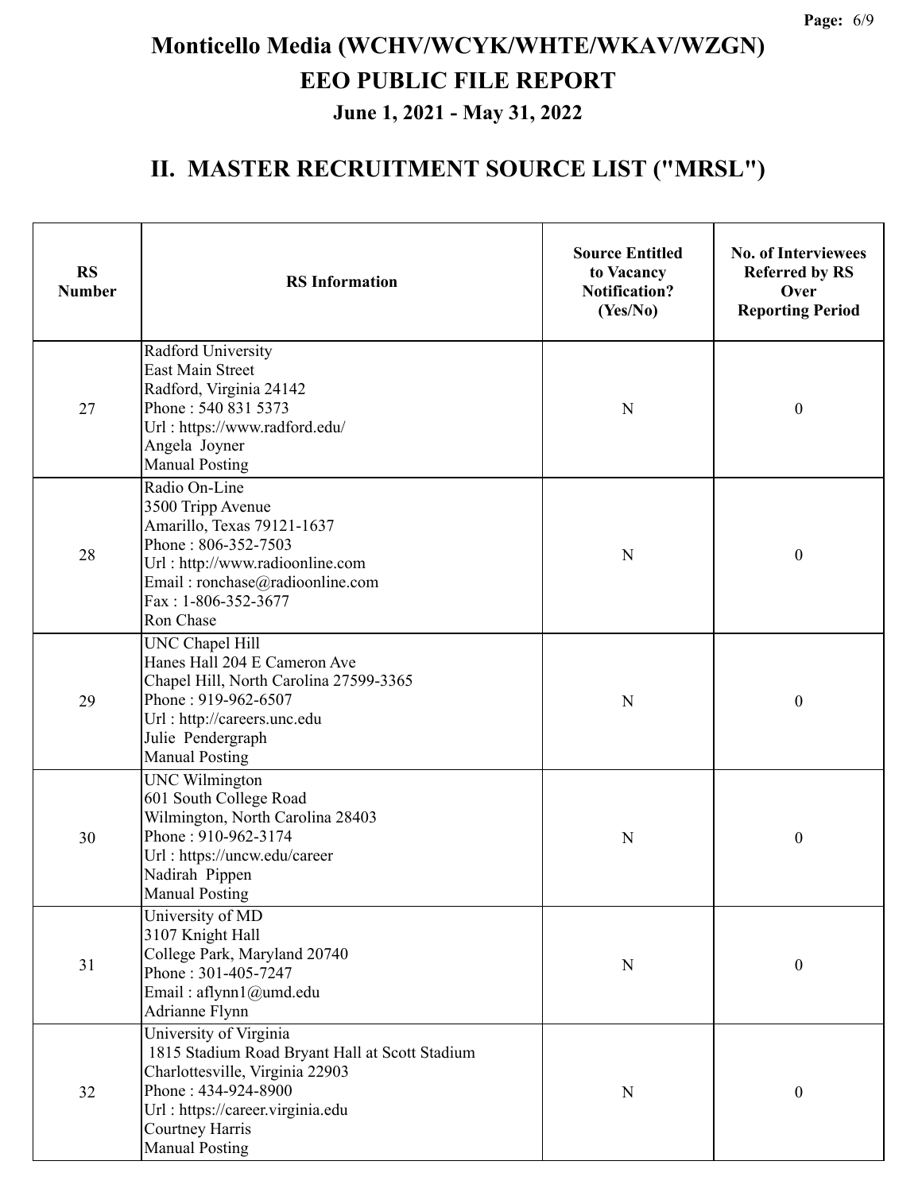# Monticello Media (WCHV/WCYK/WHTE/WKAV/WZGN)
# EEO PUBLIC FILE REPORT
### June 1, 2021 - May 31, 2022

## II. MASTER RECRUITMENT SOURCE LIST ("MRSL")

| RS Number | RS Information | Source Entitled to Vacancy Notification? (Yes/No) | No. of Interviewees Referred by RS Over Reporting Period |
|---|---|---|---|
| 27 | Radford University<br>East Main Street<br>Radford, Virginia 24142<br>Phone : 540 831 5373<br>Url : https://www.radford.edu/<br>Angela Joyner<br>Manual Posting | N | 0 |
| 28 | Radio On-Line<br>3500 Tripp Avenue<br>Amarillo, Texas 79121-1637<br>Phone : 806-352-7503<br>Url : http://www.radioonline.com<br>Email : ronchase@radioonline.com<br>Fax : 1-806-352-3677<br>Ron Chase | N | 0 |
| 29 | UNC Chapel Hill<br>Hanes Hall 204 E Cameron Ave<br>Chapel Hill, North Carolina 27599-3365<br>Phone : 919-962-6507<br>Url : http://careers.unc.edu<br>Julie Pendergraph<br>Manual Posting | N | 0 |
| 30 | UNC Wilmington<br>601 South College Road<br>Wilmington, North Carolina 28403<br>Phone : 910-962-3174<br>Url : https://uncw.edu/career<br>Nadirah Pippen<br>Manual Posting | N | 0 |
| 31 | University of MD<br>3107 Knight Hall<br>College Park, Maryland 20740<br>Phone : 301-405-7247<br>Email : aflynn1@umd.edu<br>Adrianne Flynn | N | 0 |
| 32 | University of Virginia<br>1815 Stadium Road Bryant Hall at Scott Stadium<br>Charlottesville, Virginia 22903<br>Phone : 434-924-8900<br>Url : https://career.virginia.edu<br>Courtney Harris<br>Manual Posting | N | 0 |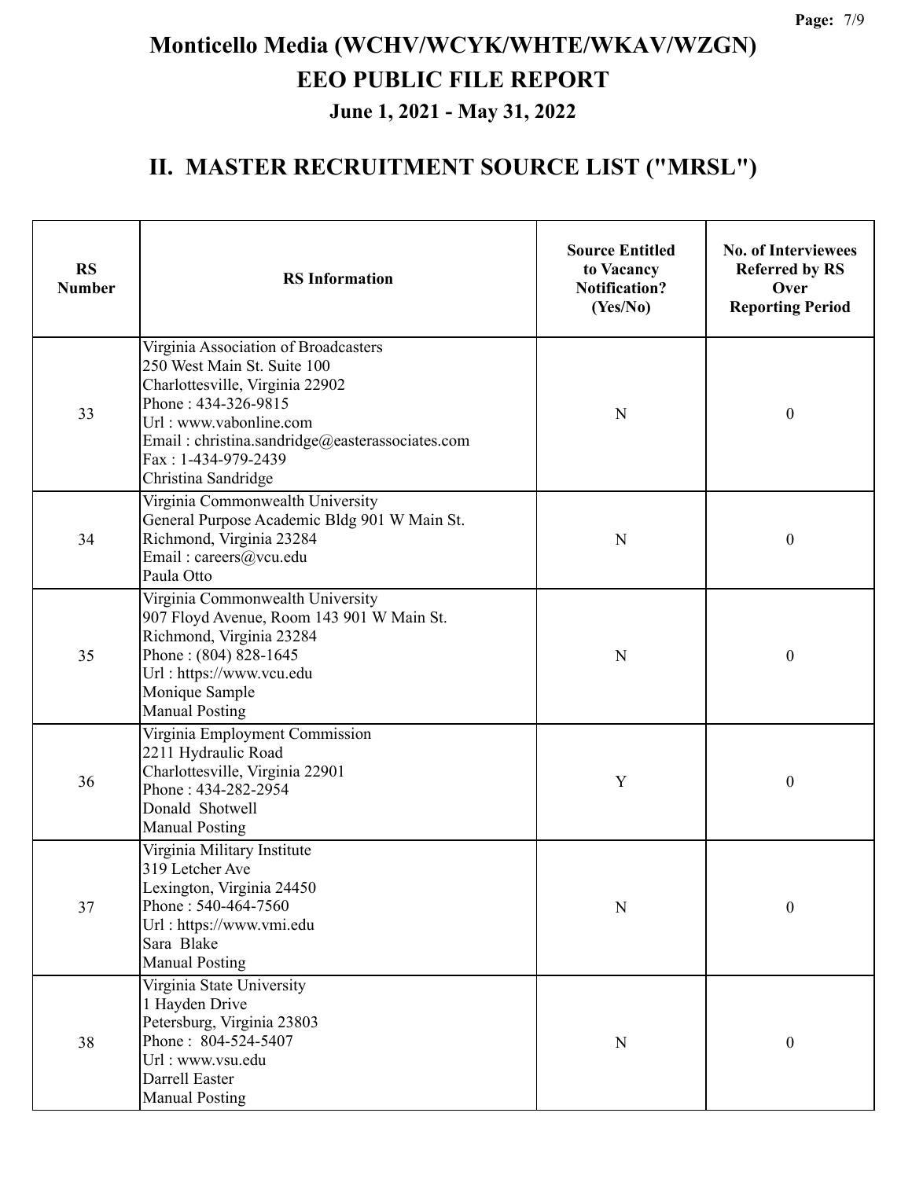# Monticello Media (WCHV/WCYK/WHTE/WKAV/WZGN)

## EEO PUBLIC FILE REPORT

### June 1, 2021 - May 31, 2022

## II. MASTER RECRUITMENT SOURCE LIST ("MRSL")

| RS Number | RS Information | Source Entitled to Vacancy Notification? (Yes/No) | No. of Interviewees Referred by RS Over Reporting Period |
|---|---|---|---|
| 33 | Virginia Association of Broadcasters<br>250 West Main St. Suite 100<br>Charlottesville, Virginia 22902<br>Phone : 434-326-9815<br>Url : www.vabonline.com<br>Email : christina.sandridge@easterassociates.com<br>Fax : 1-434-979-2439<br>Christina Sandridge | N | 0 |
| 34 | Virginia Commonwealth University<br>General Purpose Academic Bldg 901 W Main St.<br>Richmond, Virginia 23284<br>Email : careers@vcu.edu<br>Paula Otto | N | 0 |
| 35 | Virginia Commonwealth University<br>907 Floyd Avenue, Room 143 901 W Main St.<br>Richmond, Virginia 23284<br>Phone : (804) 828-1645<br>Url : https://www.vcu.edu<br>Monique Sample<br>Manual Posting | N | 0 |
| 36 | Virginia Employment Commission<br>2211 Hydraulic Road<br>Charlottesville, Virginia 22901<br>Phone : 434-282-2954<br>Donald Shotwell<br>Manual Posting | Y | 0 |
| 37 | Virginia Military Institute<br>319 Letcher Ave<br>Lexington, Virginia 24450<br>Phone : 540-464-7560<br>Url : https://www.vmi.edu<br>Sara Blake<br>Manual Posting | N | 0 |
| 38 | Virginia State University<br>1 Hayden Drive<br>Petersburg, Virginia 23803<br>Phone : 804-524-5407<br>Url : www.vsu.edu<br>Darrell Easter<br>Manual Posting | N | 0 |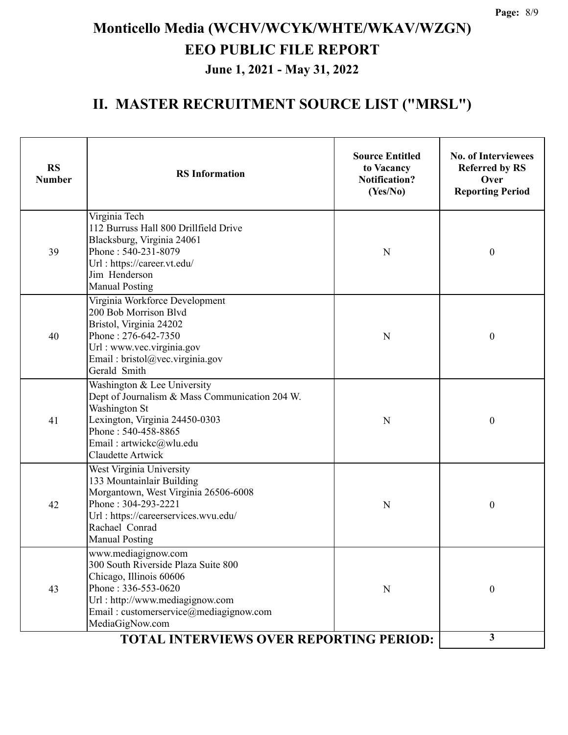# Monticello Media (WCHV/WCYK/WHTE/WKAV/WZGN)

## EEO PUBLIC FILE REPORT

### June 1, 2021 - May 31, 2022

## II. MASTER RECRUITMENT SOURCE LIST ("MRSL")

| RS Number | RS Information | Source Entitled to Vacancy Notification? (Yes/No) | No. of Interviewees Referred by RS Over Reporting Period |
|---|---|---|---|
| 39 | Virginia Tech<br>112 Burruss Hall 800 Drillfield Drive<br>Blacksburg, Virginia 24061<br>Phone : 540-231-8079<br>Url : https://career.vt.edu/<br>Jim Henderson<br>Manual Posting | N | 0 |
| 40 | Virginia Workforce Development<br>200 Bob Morrison Blvd<br>Bristol, Virginia 24202<br>Phone : 276-642-7350<br>Url : www.vec.virginia.gov<br>Email : bristol@vec.virginia.gov<br>Gerald Smith | N | 0 |
| 41 | Washington & Lee University<br>Dept of Journalism & Mass Communication 204 W. Washington St<br>Lexington, Virginia 24450-0303<br>Phone : 540-458-8865<br>Email : artwickc@wlu.edu<br>Claudette Artwick | N | 0 |
| 42 | West Virginia University<br>133 Mountainlair Building<br>Morgantown, West Virginia 26506-6008<br>Phone : 304-293-2221<br>Url : https://careerservices.wvu.edu/<br>Rachael Conrad<br>Manual Posting | N | 0 |
| 43 | www.mediagignow.com<br>300 South Riverside Plaza Suite 800<br>Chicago, Illinois 60606<br>Phone : 336-553-0620<br>Url : http://www.mediagignow.com<br>Email : customerservice@mediagignow.com<br>MediaGigNow.com | N | 0 |
| | **TOTAL INTERVIEWS OVER REPORTING PERIOD:** | | **3** |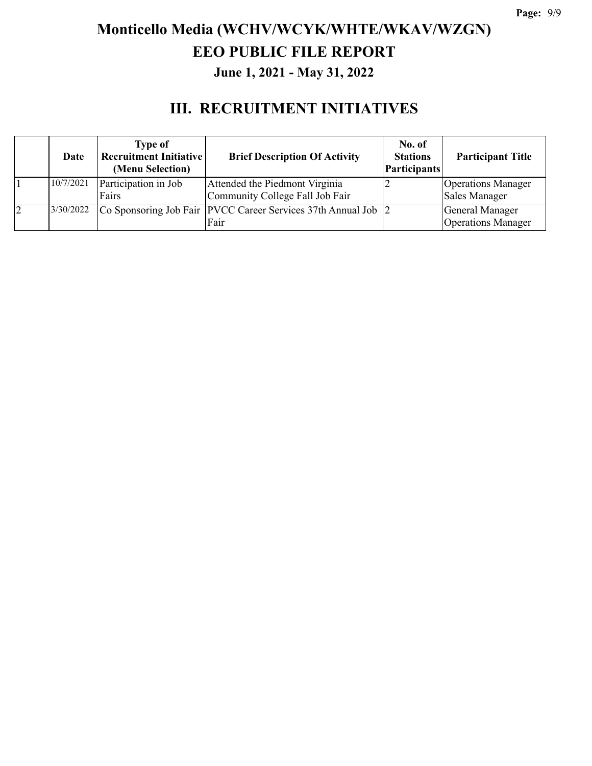# Monticello Media (WCHV/WCYK/WHTE/WKAV/WZGN)

# EEO PUBLIC FILE REPORT

## June 1, 2021 - May 31, 2022

## III. RECRUITMENT INITIATIVES

| | Date | Type of Recruitment Initiative (Menu Selection) | Brief Description Of Activity | No. of Stations Participants | Participant Title |
|---|---|---|---|---|---|
| 1 | 10/7/2021 | Participation in Job Fairs | Attended the Piedmont Virginia Community College Fall Job Fair | 2 | Operations Manager<br>Sales Manager |
| 2 | 3/30/2022 | Co Sponsoring Job Fair | PVCC Career Services 37th Annual Job Fair | 2 | General Manager<br>Operations Manager |